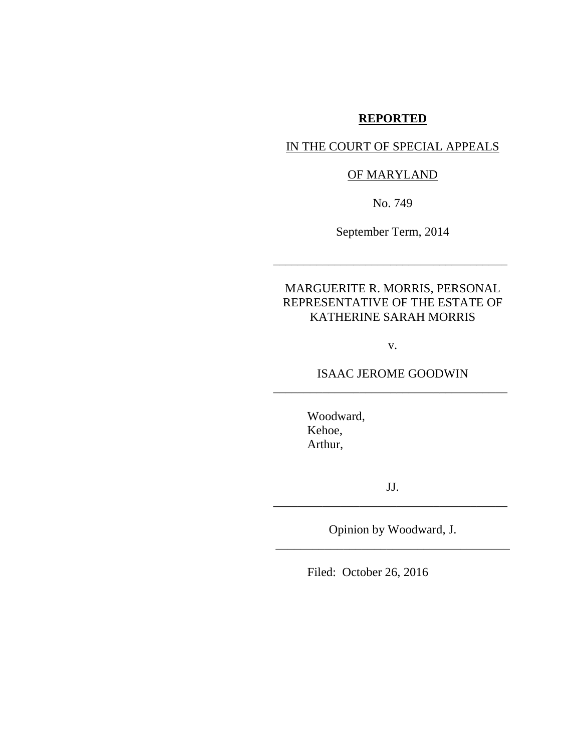**REPORTED**

IN THE COURT OF SPECIAL APPEALS

OF MARYLAND

No. 749

September Term, 2014

---

MARGUERITE R. MORRIS, PERSONAL REPRESENTATIVE OF THE ESTATE OF KATHERINE SARAH MORRIS

v.

ISAAC JEROME GOODWIN

---

Woodward,
Kehoe,
Arthur,

JJ.

---

Opinion by Woodward, J.

---

Filed: October 26, 2016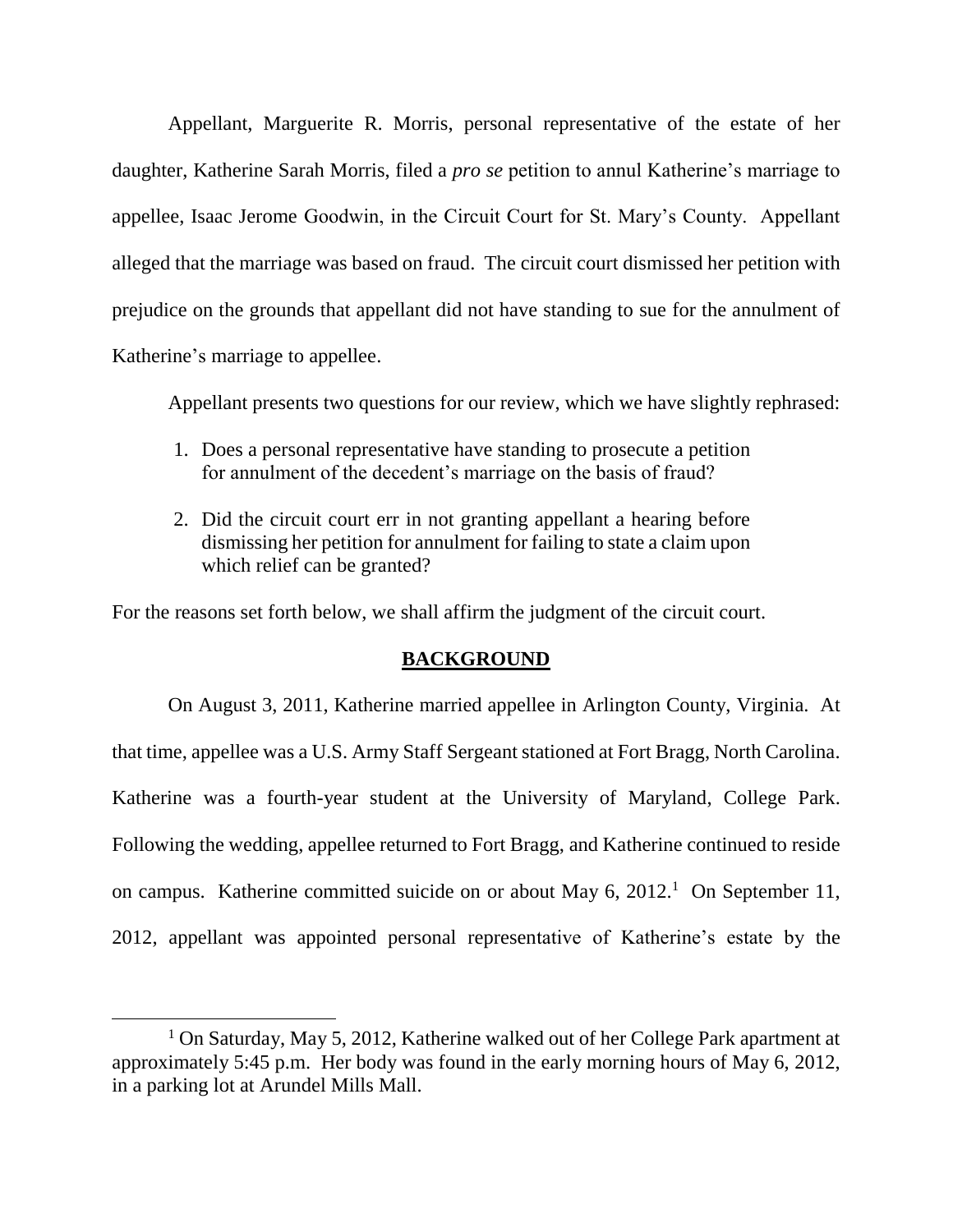Appellant, Marguerite R. Morris, personal representative of the estate of her daughter, Katherine Sarah Morris, filed a *pro se* petition to annul Katherine's marriage to appellee, Isaac Jerome Goodwin, in the Circuit Court for St. Mary's County. Appellant alleged that the marriage was based on fraud. The circuit court dismissed her petition with prejudice on the grounds that appellant did not have standing to sue for the annulment of Katherine's marriage to appellee.

Appellant presents two questions for our review, which we have slightly rephrased:

1. Does a personal representative have standing to prosecute a petition for annulment of the decedent's marriage on the basis of fraud?

2. Did the circuit court err in not granting appellant a hearing before dismissing her petition for annulment for failing to state a claim upon which relief can be granted?

For the reasons set forth below, we shall affirm the judgment of the circuit court.

## BACKGROUND

On August 3, 2011, Katherine married appellee in Arlington County, Virginia. At that time, appellee was a U.S. Army Staff Sergeant stationed at Fort Bragg, North Carolina. Katherine was a fourth-year student at the University of Maryland, College Park. Following the wedding, appellee returned to Fort Bragg, and Katherine continued to reside on campus. Katherine committed suicide on or about May 6, 2012.[1] On September 11, 2012, appellant was appointed personal representative of Katherine's estate by the

[1] On Saturday, May 5, 2012, Katherine walked out of her College Park apartment at approximately 5:45 p.m. Her body was found in the early morning hours of May 6, 2012, in a parking lot at Arundel Mills Mall.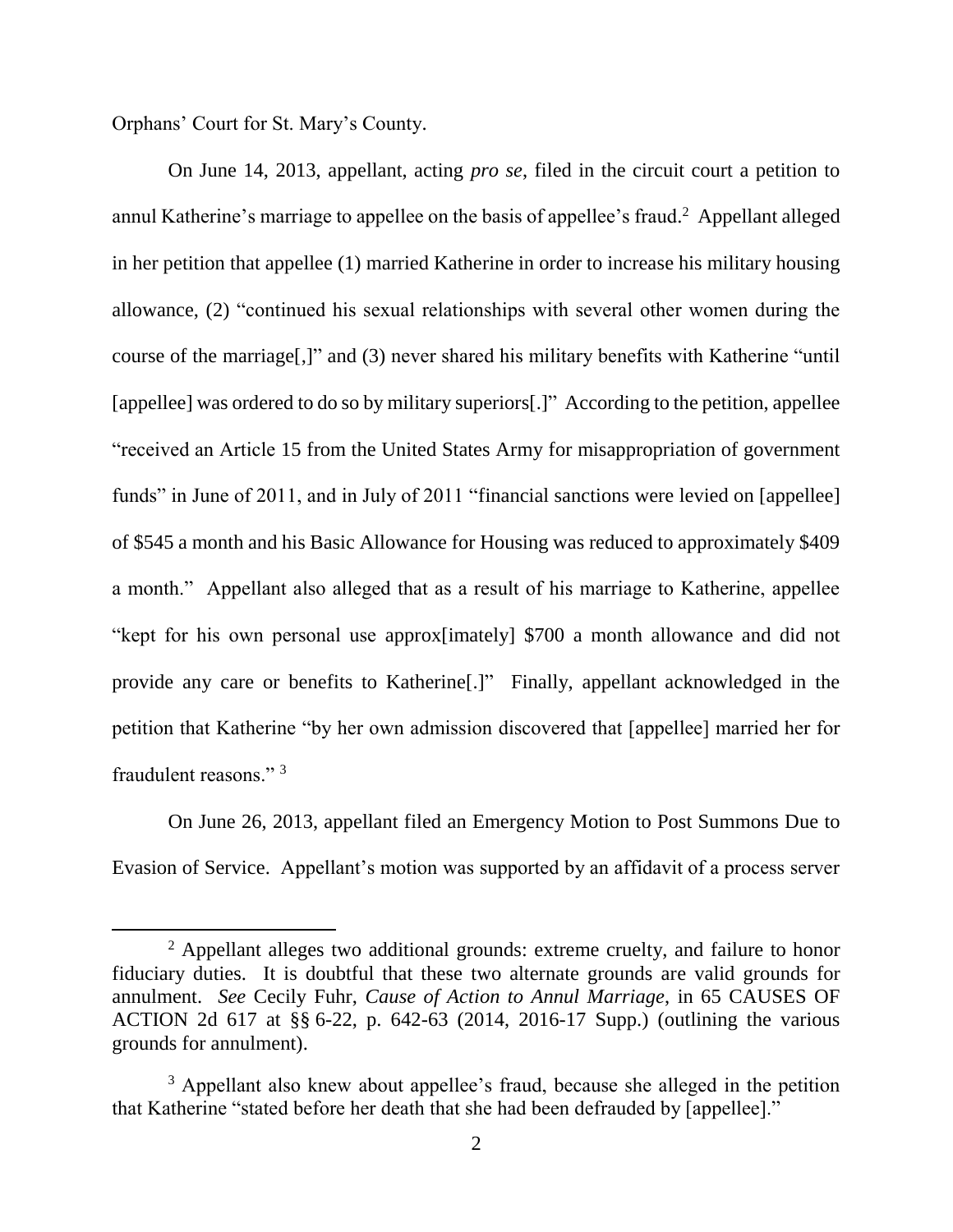Orphans' Court for St. Mary's County.

On June 14, 2013, appellant, acting *pro se*, filed in the circuit court a petition to annul Katherine's marriage to appellee on the basis of appellee's fraud.[2] Appellant alleged in her petition that appellee (1) married Katherine in order to increase his military housing allowance, (2) "continued his sexual relationships with several other women during the course of the marriage[,]" and (3) never shared his military benefits with Katherine "until [appellee] was ordered to do so by military superiors[.]" According to the petition, appellee "received an Article 15 from the United States Army for misappropriation of government funds" in June of 2011, and in July of 2011 "financial sanctions were levied on [appellee] of $545 a month and his Basic Allowance for Housing was reduced to approximately $409 a month." Appellant also alleged that as a result of his marriage to Katherine, appellee "kept for his own personal use approx[imately] $700 a month allowance and did not provide any care or benefits to Katherine[.]" Finally, appellant acknowledged in the petition that Katherine "by her own admission discovered that [appellee] married her for fraudulent reasons." [3]

On June 26, 2013, appellant filed an Emergency Motion to Post Summons Due to Evasion of Service. Appellant's motion was supported by an affidavit of a process server

---

[2] Appellant alleges two additional grounds: extreme cruelty, and failure to honor fiduciary duties. It is doubtful that these two alternate grounds are valid grounds for annulment. *See* Cecily Fuhr, *Cause of Action to Annul Marriage*, in 65 CAUSES OF ACTION 2d 617 at §§ 6-22, p. 642-63 (2014, 2016-17 Supp.) (outlining the various grounds for annulment).

[3] Appellant also knew about appellee's fraud, because she alleged in the petition that Katherine "stated before her death that she had been defrauded by [appellee]."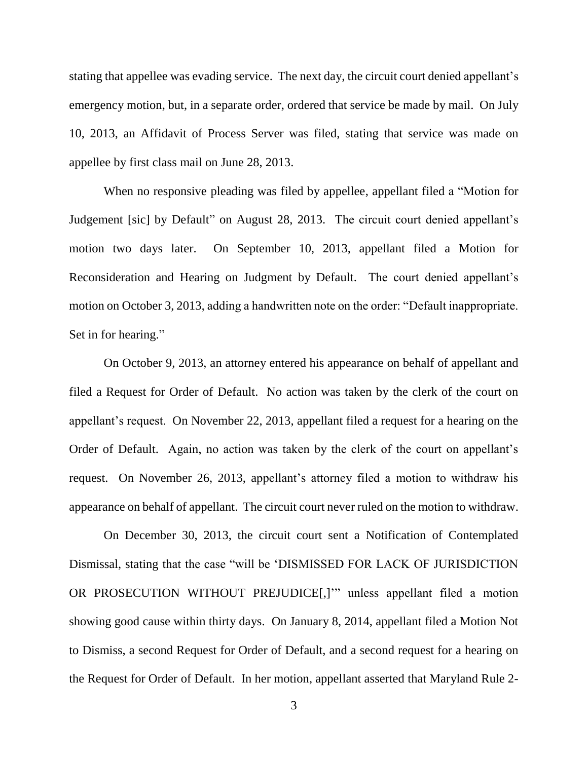stating that appellee was evading service. The next day, the circuit court denied appellant's emergency motion, but, in a separate order, ordered that service be made by mail. On July 10, 2013, an Affidavit of Process Server was filed, stating that service was made on appellee by first class mail on June 28, 2013.

When no responsive pleading was filed by appellee, appellant filed a "Motion for Judgement [sic] by Default" on August 28, 2013. The circuit court denied appellant's motion two days later. On September 10, 2013, appellant filed a Motion for Reconsideration and Hearing on Judgment by Default. The court denied appellant's motion on October 3, 2013, adding a handwritten note on the order: "Default inappropriate. Set in for hearing."

On October 9, 2013, an attorney entered his appearance on behalf of appellant and filed a Request for Order of Default. No action was taken by the clerk of the court on appellant's request. On November 22, 2013, appellant filed a request for a hearing on the Order of Default. Again, no action was taken by the clerk of the court on appellant's request. On November 26, 2013, appellant's attorney filed a motion to withdraw his appearance on behalf of appellant. The circuit court never ruled on the motion to withdraw.

On December 30, 2013, the circuit court sent a Notification of Contemplated Dismissal, stating that the case "will be 'DISMISSED FOR LACK OF JURISDICTION OR PROSECUTION WITHOUT PREJUDICE[,]'" unless appellant filed a motion showing good cause within thirty days. On January 8, 2014, appellant filed a Motion Not to Dismiss, a second Request for Order of Default, and a second request for a hearing on the Request for Order of Default. In her motion, appellant asserted that Maryland Rule 2-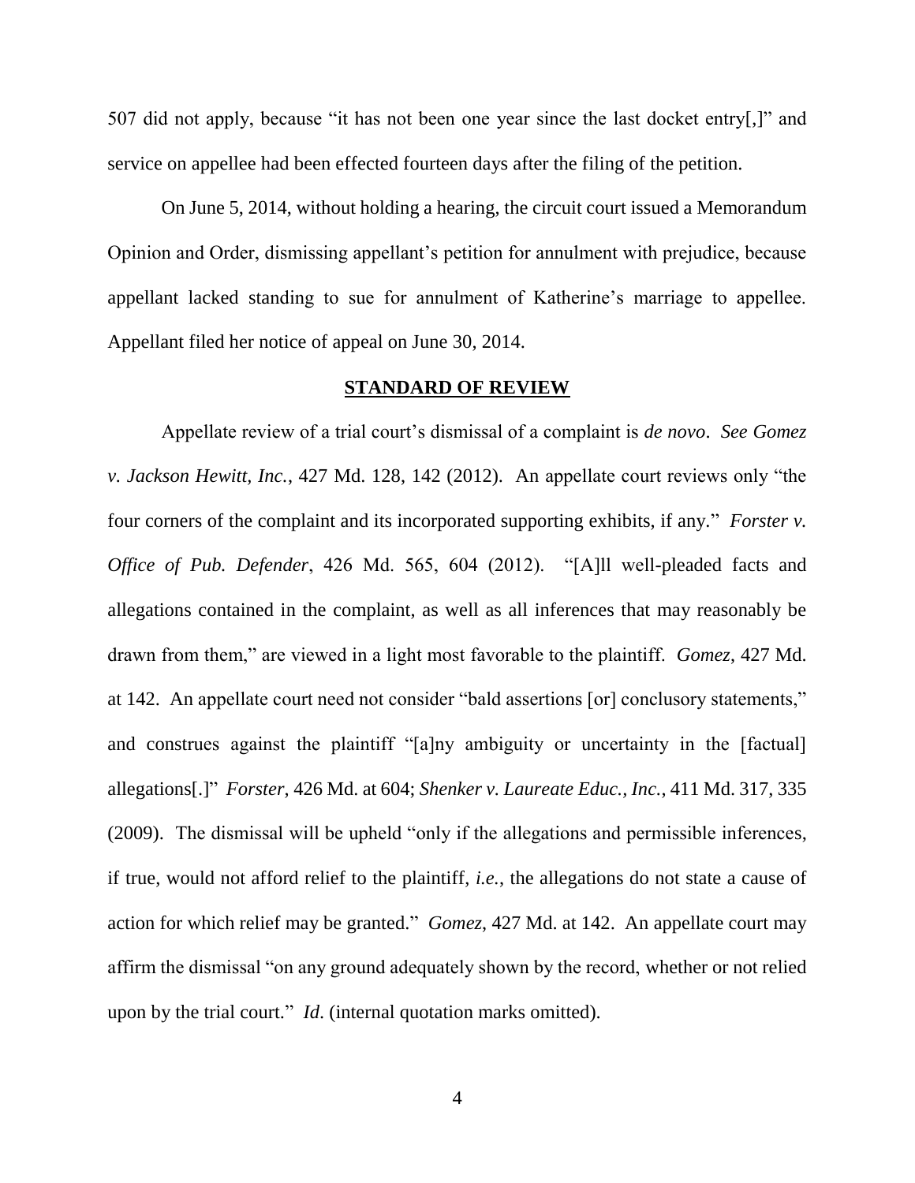507 did not apply, because "it has not been one year since the last docket entry[,]" and service on appellee had been effected fourteen days after the filing of the petition.

On June 5, 2014, without holding a hearing, the circuit court issued a Memorandum Opinion and Order, dismissing appellant's petition for annulment with prejudice, because appellant lacked standing to sue for annulment of Katherine's marriage to appellee. Appellant filed her notice of appeal on June 30, 2014.

## STANDARD OF REVIEW

Appellate review of a trial court's dismissal of a complaint is *de novo*. *See Gomez v. Jackson Hewitt, Inc.*, 427 Md. 128, 142 (2012). An appellate court reviews only "the four corners of the complaint and its incorporated supporting exhibits, if any." *Forster v. Office of Pub. Defender*, 426 Md. 565, 604 (2012). "[A]ll well-pleaded facts and allegations contained in the complaint, as well as all inferences that may reasonably be drawn from them," are viewed in a light most favorable to the plaintiff. *Gomez*, 427 Md. at 142. An appellate court need not consider "bald assertions [or] conclusory statements," and construes against the plaintiff "[a]ny ambiguity or uncertainty in the [factual] allegations[.]" *Forster*, 426 Md. at 604; *Shenker v. Laureate Educ., Inc.*, 411 Md. 317, 335 (2009). The dismissal will be upheld "only if the allegations and permissible inferences, if true, would not afford relief to the plaintiff, *i.e.*, the allegations do not state a cause of action for which relief may be granted." *Gomez*, 427 Md. at 142. An appellate court may affirm the dismissal "on any ground adequately shown by the record, whether or not relied upon by the trial court." *Id.* (internal quotation marks omitted).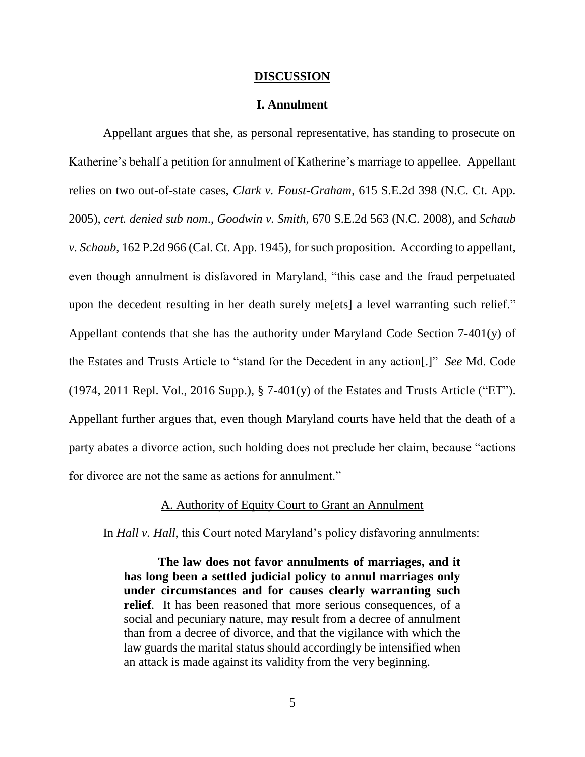## DISCUSSION

### I. Annulment

Appellant argues that she, as personal representative, has standing to prosecute on Katherine's behalf a petition for annulment of Katherine's marriage to appellee. Appellant relies on two out-of-state cases, *Clark v. Foust-Graham*, 615 S.E.2d 398 (N.C. Ct. App. 2005), *cert. denied sub nom*., *Goodwin v. Smith*, 670 S.E.2d 563 (N.C. 2008), and *Schaub v. Schaub*, 162 P.2d 966 (Cal. Ct. App. 1945), for such proposition. According to appellant, even though annulment is disfavored in Maryland, "this case and the fraud perpetuated upon the decedent resulting in her death surely me[ets] a level warranting such relief." Appellant contends that she has the authority under Maryland Code Section 7-401(y) of the Estates and Trusts Article to "stand for the Decedent in any action[.]" *See* Md. Code (1974, 2011 Repl. Vol., 2016 Supp.), § 7-401(y) of the Estates and Trusts Article ("ET"). Appellant further argues that, even though Maryland courts have held that the death of a party abates a divorce action, such holding does not preclude her claim, because "actions for divorce are not the same as actions for annulment."

A. Authority of Equity Court to Grant an Annulment

In *Hall v. Hall*, this Court noted Maryland's policy disfavoring annulments:

> **The law does not favor annulments of marriages, and it has long been a settled judicial policy to annul marriages only under circumstances and for causes clearly warranting such relief**. It has been reasoned that more serious consequences, of a social and pecuniary nature, may result from a decree of annulment than from a decree of divorce, and that the vigilance with which the law guards the marital status should accordingly be intensified when an attack is made against its validity from the very beginning.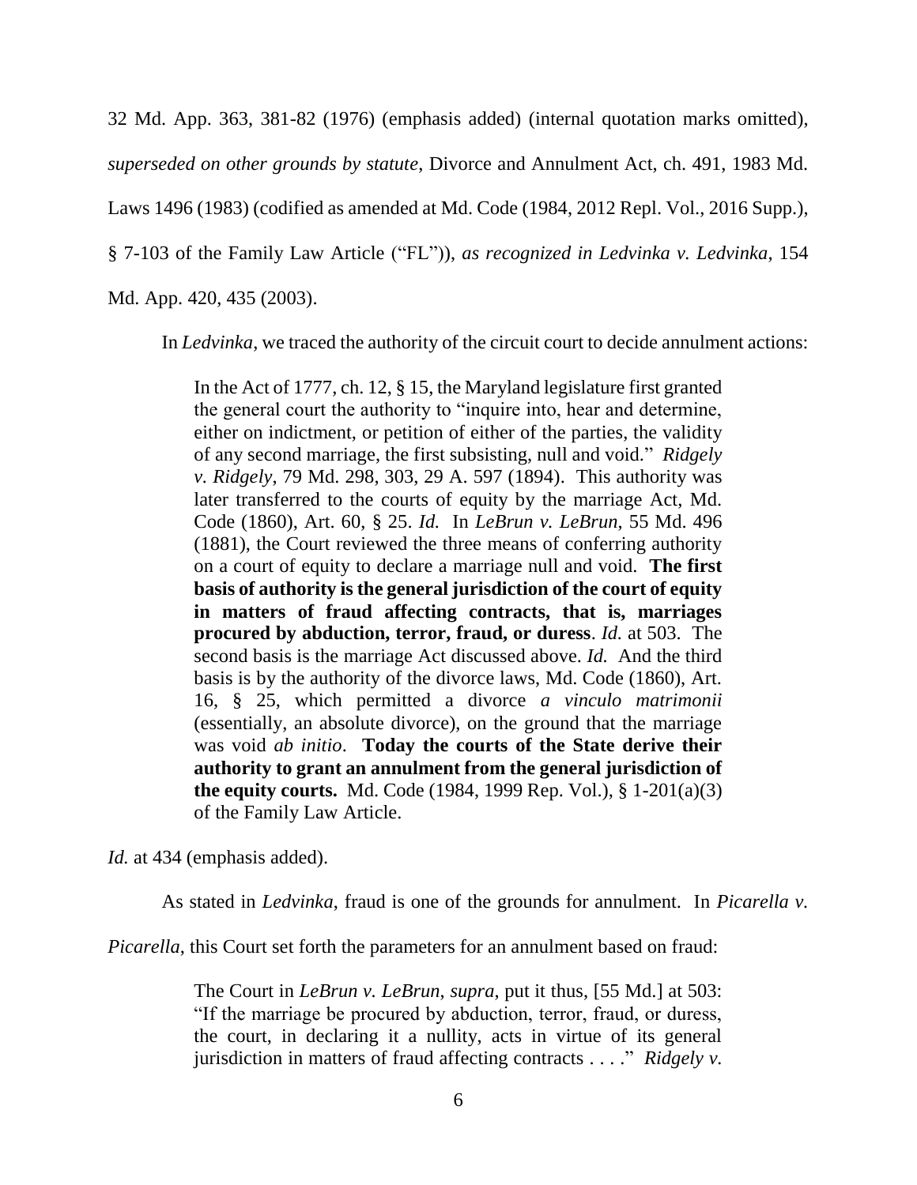32 Md. App. 363, 381-82 (1976) (emphasis added) (internal quotation marks omitted), *superseded on other grounds by statute*, Divorce and Annulment Act, ch. 491, 1983 Md. Laws 1496 (1983) (codified as amended at Md. Code (1984, 2012 Repl. Vol., 2016 Supp.), § 7-103 of the Family Law Article ("FL")), *as recognized in Ledvinka v. Ledvinka*, 154 Md. App. 420, 435 (2003).

In *Ledvinka*, we traced the authority of the circuit court to decide annulment actions:

> In the Act of 1777, ch. 12, § 15, the Maryland legislature first granted the general court the authority to "inquire into, hear and determine, either on indictment, or petition of either of the parties, the validity of any second marriage, the first subsisting, null and void." *Ridgely v. Ridgely*, 79 Md. 298, 303, 29 A. 597 (1894). This authority was later transferred to the courts of equity by the marriage Act, Md. Code (1860), Art. 60, § 25. *Id.* In *LeBrun v. LeBrun*, 55 Md. 496 (1881), the Court reviewed the three means of conferring authority on a court of equity to declare a marriage null and void. **The first basis of authority is the general jurisdiction of the court of equity in matters of fraud affecting contracts, that is, marriages procured by abduction, terror, fraud, or duress**. *Id.* at 503. The second basis is the marriage Act discussed above. *Id.* And the third basis is by the authority of the divorce laws, Md. Code (1860), Art. 16, § 25, which permitted a divorce *a vinculo matrimonii* (essentially, an absolute divorce), on the ground that the marriage was void *ab initio*. **Today the courts of the State derive their authority to grant an annulment from the general jurisdiction of the equity courts.** Md. Code (1984, 1999 Rep. Vol.), § 1-201(a)(3) of the Family Law Article.

*Id.* at 434 (emphasis added).

As stated in *Ledvinka*, fraud is one of the grounds for annulment. In *Picarella v. Picarella*, this Court set forth the parameters for an annulment based on fraud:

> The Court in *LeBrun v. LeBrun*, *supra*, put it thus, [55 Md.] at 503: "If the marriage be procured by abduction, terror, fraud, or duress, the court, in declaring it a nullity, acts in virtue of its general jurisdiction in matters of fraud affecting contracts . . . ." *Ridgely v.*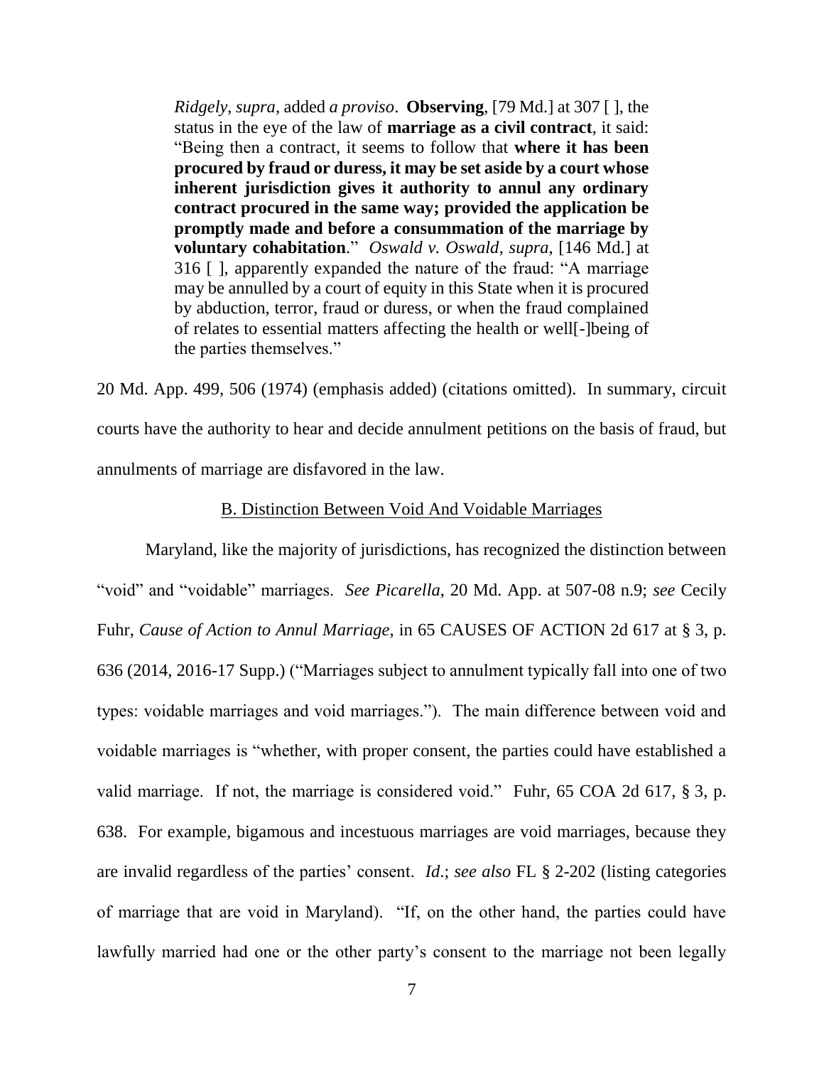> *Ridgely*, *supra*, added *a proviso*. **Observing**, [79 Md.] at 307 [ ], the status in the eye of the law of **marriage as a civil contract**, it said: "Being then a contract, it seems to follow that **where it has been procured by fraud or duress, it may be set aside by a court whose inherent jurisdiction gives it authority to annul any ordinary contract procured in the same way; provided the application be promptly made and before a consummation of the marriage by voluntary cohabitation**." *Oswald v. Oswald*, *supra*, [146 Md.] at 316 [ ], apparently expanded the nature of the fraud: "A marriage may be annulled by a court of equity in this State when it is procured by abduction, terror, fraud or duress, or when the fraud complained of relates to essential matters affecting the health or well[-]being of the parties themselves."

20 Md. App. 499, 506 (1974) (emphasis added) (citations omitted). In summary, circuit courts have the authority to hear and decide annulment petitions on the basis of fraud, but annulments of marriage are disfavored in the law.

<u>B. Distinction Between Void And Voidable Marriages</u>

Maryland, like the majority of jurisdictions, has recognized the distinction between "void" and "voidable" marriages. *See Picarella*, 20 Md. App. at 507-08 n.9; *see* Cecily Fuhr, *Cause of Action to Annul Marriage*, in 65 CAUSES OF ACTION 2d 617 at § 3, p. 636 (2014, 2016-17 Supp.) ("Marriages subject to annulment typically fall into one of two types: voidable marriages and void marriages."). The main difference between void and voidable marriages is "whether, with proper consent, the parties could have established a valid marriage. If not, the marriage is considered void." Fuhr, 65 COA 2d 617, § 3, p. 638. For example, bigamous and incestuous marriages are void marriages, because they are invalid regardless of the parties' consent. *Id*.; *see also* FL § 2-202 (listing categories of marriage that are void in Maryland). "If, on the other hand, the parties could have lawfully married had one or the other party's consent to the marriage not been legally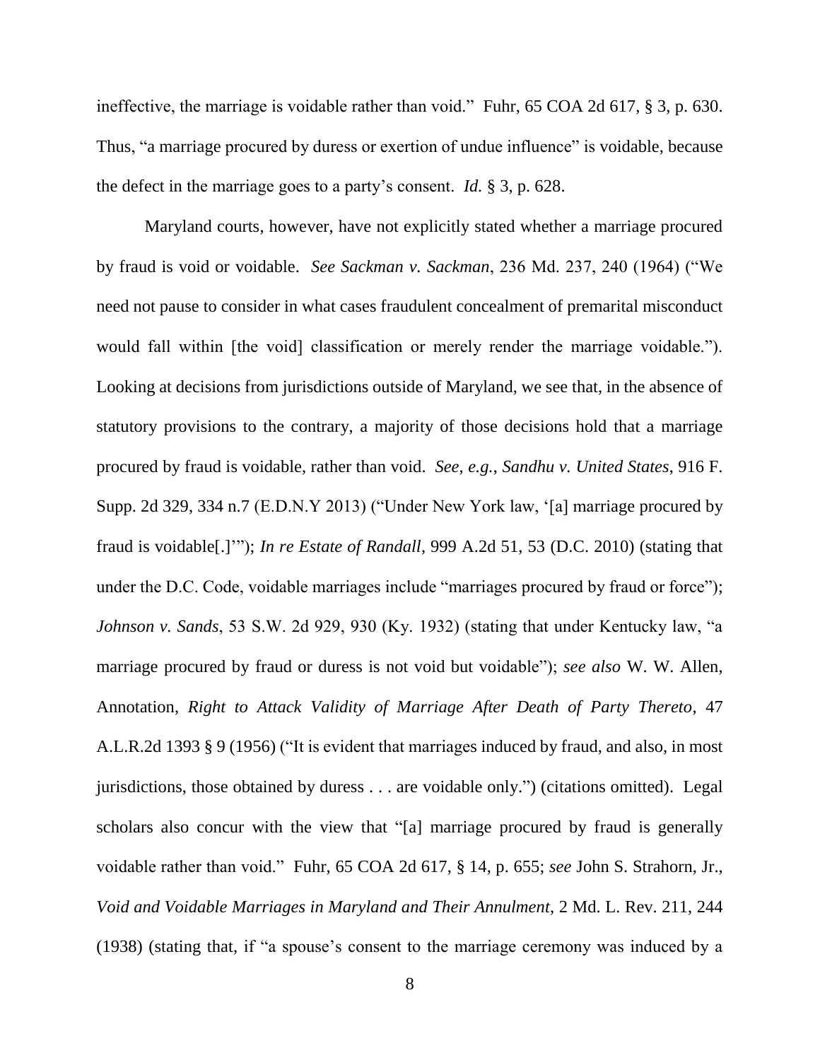ineffective, the marriage is voidable rather than void." Fuhr, 65 COA 2d 617, § 3, p. 630. Thus, "a marriage procured by duress or exertion of undue influence" is voidable, because the defect in the marriage goes to a party's consent. *Id.* § 3, p. 628.

Maryland courts, however, have not explicitly stated whether a marriage procured by fraud is void or voidable. *See Sackman v. Sackman*, 236 Md. 237, 240 (1964) ("We need not pause to consider in what cases fraudulent concealment of premarital misconduct would fall within [the void] classification or merely render the marriage voidable."). Looking at decisions from jurisdictions outside of Maryland, we see that, in the absence of statutory provisions to the contrary, a majority of those decisions hold that a marriage procured by fraud is voidable, rather than void. *See, e.g., Sandhu v. United States*, 916 F. Supp. 2d 329, 334 n.7 (E.D.N.Y 2013) ("Under New York law, '[a] marriage procured by fraud is voidable[.]'"); *In re Estate of Randall*, 999 A.2d 51, 53 (D.C. 2010) (stating that under the D.C. Code, voidable marriages include "marriages procured by fraud or force"); *Johnson v. Sands*, 53 S.W. 2d 929, 930 (Ky. 1932) (stating that under Kentucky law, "a marriage procured by fraud or duress is not void but voidable"); *see also* W. W. Allen, Annotation, *Right to Attack Validity of Marriage After Death of Party Thereto*, 47 A.L.R.2d 1393 § 9 (1956) ("It is evident that marriages induced by fraud, and also, in most jurisdictions, those obtained by duress . . . are voidable only.") (citations omitted). Legal scholars also concur with the view that "[a] marriage procured by fraud is generally voidable rather than void." Fuhr, 65 COA 2d 617, § 14, p. 655; *see* John S. Strahorn, Jr., *Void and Voidable Marriages in Maryland and Their Annulment*, 2 Md. L. Rev. 211, 244 (1938) (stating that, if "a spouse's consent to the marriage ceremony was induced by a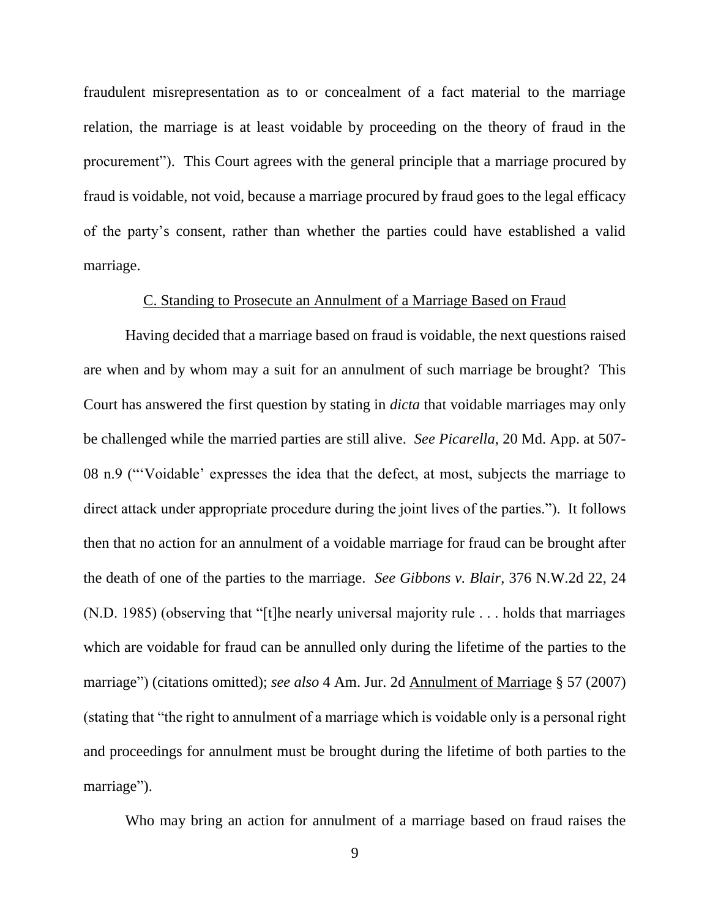fraudulent misrepresentation as to or concealment of a fact material to the marriage relation, the marriage is at least voidable by proceeding on the theory of fraud in the procurement"). This Court agrees with the general principle that a marriage procured by fraud is voidable, not void, because a marriage procured by fraud goes to the legal efficacy of the party's consent, rather than whether the parties could have established a valid marriage.

### C. Standing to Prosecute an Annulment of a Marriage Based on Fraud

Having decided that a marriage based on fraud is voidable, the next questions raised are when and by whom may a suit for an annulment of such marriage be brought? This Court has answered the first question by stating in *dicta* that voidable marriages may only be challenged while the married parties are still alive. *See Picarella*, 20 Md. App. at 507-08 n.9 ("'Voidable' expresses the idea that the defect, at most, subjects the marriage to direct attack under appropriate procedure during the joint lives of the parties."). It follows then that no action for an annulment of a voidable marriage for fraud can be brought after the death of one of the parties to the marriage. *See Gibbons v. Blair*, 376 N.W.2d 22, 24 (N.D. 1985) (observing that "[t]he nearly universal majority rule . . . holds that marriages which are voidable for fraud can be annulled only during the lifetime of the parties to the marriage") (citations omitted); *see also* 4 Am. Jur. 2d Annulment of Marriage § 57 (2007) (stating that "the right to annulment of a marriage which is voidable only is a personal right and proceedings for annulment must be brought during the lifetime of both parties to the marriage").

Who may bring an action for annulment of a marriage based on fraud raises the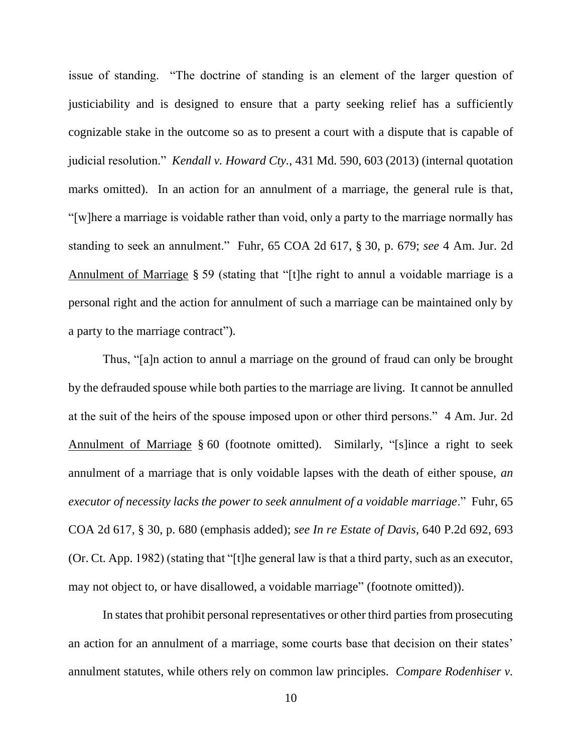issue of standing. "The doctrine of standing is an element of the larger question of justiciability and is designed to ensure that a party seeking relief has a sufficiently cognizable stake in the outcome so as to present a court with a dispute that is capable of judicial resolution." *Kendall v. Howard Cty.*, 431 Md. 590, 603 (2013) (internal quotation marks omitted). In an action for an annulment of a marriage, the general rule is that, "[w]here a marriage is voidable rather than void, only a party to the marriage normally has standing to seek an annulment." Fuhr, 65 COA 2d 617, § 30, p. 679; *see* 4 Am. Jur. 2d Annulment of Marriage § 59 (stating that "[t]he right to annul a voidable marriage is a personal right and the action for annulment of such a marriage can be maintained only by a party to the marriage contract").

Thus, "[a]n action to annul a marriage on the ground of fraud can only be brought by the defrauded spouse while both parties to the marriage are living. It cannot be annulled at the suit of the heirs of the spouse imposed upon or other third persons." 4 Am. Jur. 2d Annulment of Marriage § 60 (footnote omitted). Similarly, "[s]ince a right to seek annulment of a marriage that is only voidable lapses with the death of either spouse, *an executor of necessity lacks the power to seek annulment of a voidable marriage*." Fuhr, 65 COA 2d 617, § 30, p. 680 (emphasis added); *see In re Estate of Davis*, 640 P.2d 692, 693 (Or. Ct. App. 1982) (stating that "[t]he general law is that a third party, such as an executor, may not object to, or have disallowed, a voidable marriage" (footnote omitted)).

In states that prohibit personal representatives or other third parties from prosecuting an action for an annulment of a marriage, some courts base that decision on their states' annulment statutes, while others rely on common law principles. *Compare Rodenhiser v.*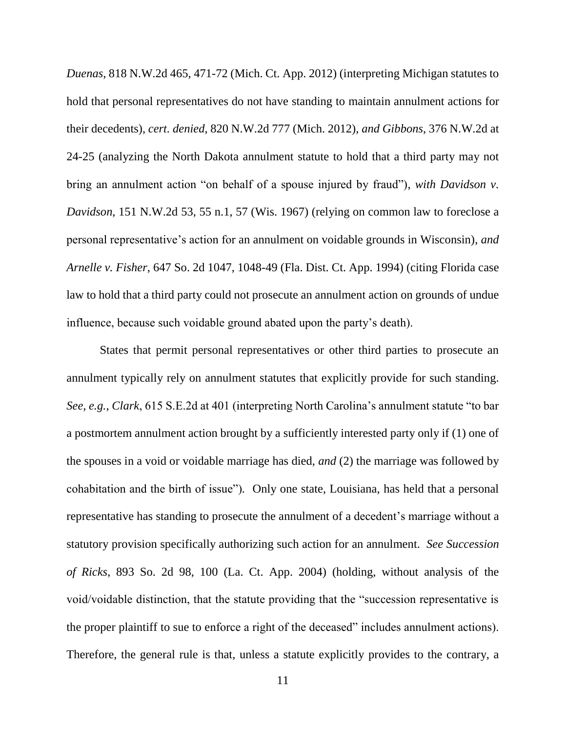*Duenas*, 818 N.W.2d 465, 471-72 (Mich. Ct. App. 2012) (interpreting Michigan statutes to hold that personal representatives do not have standing to maintain annulment actions for their decedents), *cert. denied*, 820 N.W.2d 777 (Mich. 2012), *and Gibbons*, 376 N.W.2d at 24-25 (analyzing the North Dakota annulment statute to hold that a third party may not bring an annulment action "on behalf of a spouse injured by fraud"), *with Davidson v. Davidson*, 151 N.W.2d 53, 55 n.1, 57 (Wis. 1967) (relying on common law to foreclose a personal representative's action for an annulment on voidable grounds in Wisconsin), *and Arnelle v. Fisher*, 647 So. 2d 1047, 1048-49 (Fla. Dist. Ct. App. 1994) (citing Florida case law to hold that a third party could not prosecute an annulment action on grounds of undue influence, because such voidable ground abated upon the party's death).

States that permit personal representatives or other third parties to prosecute an annulment typically rely on annulment statutes that explicitly provide for such standing. *See, e.g.*, *Clark*, 615 S.E.2d at 401 (interpreting North Carolina's annulment statute "to bar a postmortem annulment action brought by a sufficiently interested party only if (1) one of the spouses in a void or voidable marriage has died, *and* (2) the marriage was followed by cohabitation and the birth of issue"). Only one state, Louisiana, has held that a personal representative has standing to prosecute the annulment of a decedent's marriage without a statutory provision specifically authorizing such action for an annulment. *See Succession of Ricks*, 893 So. 2d 98, 100 (La. Ct. App. 2004) (holding, without analysis of the void/voidable distinction, that the statute providing that the "succession representative is the proper plaintiff to sue to enforce a right of the deceased" includes annulment actions). Therefore, the general rule is that, unless a statute explicitly provides to the contrary, a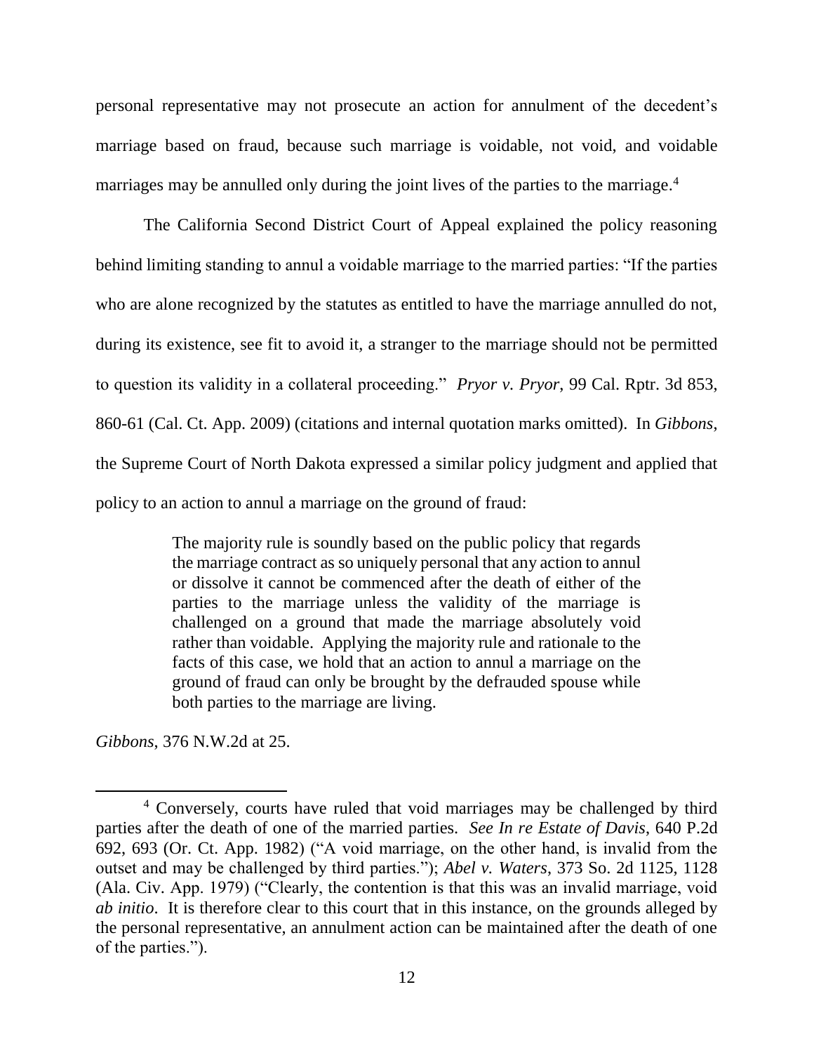personal representative may not prosecute an action for annulment of the decedent's marriage based on fraud, because such marriage is voidable, not void, and voidable marriages may be annulled only during the joint lives of the parties to the marriage.[4]

The California Second District Court of Appeal explained the policy reasoning behind limiting standing to annul a voidable marriage to the married parties: "If the parties who are alone recognized by the statutes as entitled to have the marriage annulled do not, during its existence, see fit to avoid it, a stranger to the marriage should not be permitted to question its validity in a collateral proceeding." *Pryor v. Pryor*, 99 Cal. Rptr. 3d 853, 860-61 (Cal. Ct. App. 2009) (citations and internal quotation marks omitted). In *Gibbons*, the Supreme Court of North Dakota expressed a similar policy judgment and applied that policy to an action to annul a marriage on the ground of fraud:

> The majority rule is soundly based on the public policy that regards the marriage contract as so uniquely personal that any action to annul or dissolve it cannot be commenced after the death of either of the parties to the marriage unless the validity of the marriage is challenged on a ground that made the marriage absolutely void rather than voidable. Applying the majority rule and rationale to the facts of this case, we hold that an action to annul a marriage on the ground of fraud can only be brought by the defrauded spouse while both parties to the marriage are living.

*Gibbons*, 376 N.W.2d at 25.

---

[4] Conversely, courts have ruled that void marriages may be challenged by third parties after the death of one of the married parties. *See In re Estate of Davis*, 640 P.2d 692, 693 (Or. Ct. App. 1982) ("A void marriage, on the other hand, is invalid from the outset and may be challenged by third parties."); *Abel v. Waters*, 373 So. 2d 1125, 1128 (Ala. Civ. App. 1979) ("Clearly, the contention is that this was an invalid marriage, void *ab initio*. It is therefore clear to this court that in this instance, on the grounds alleged by the personal representative, an annulment action can be maintained after the death of one of the parties.").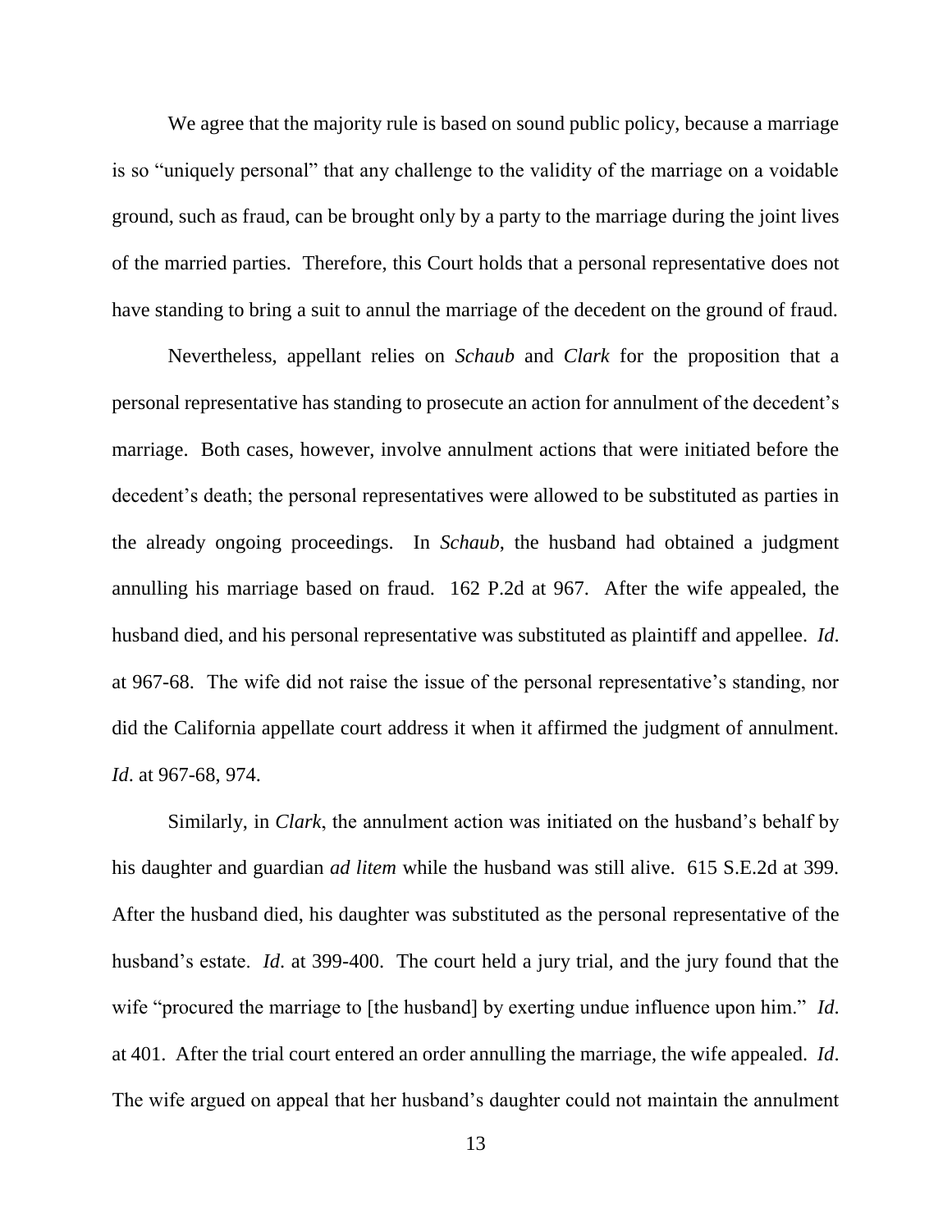We agree that the majority rule is based on sound public policy, because a marriage is so "uniquely personal" that any challenge to the validity of the marriage on a voidable ground, such as fraud, can be brought only by a party to the marriage during the joint lives of the married parties. Therefore, this Court holds that a personal representative does not have standing to bring a suit to annul the marriage of the decedent on the ground of fraud.

Nevertheless, appellant relies on *Schaub* and *Clark* for the proposition that a personal representative has standing to prosecute an action for annulment of the decedent's marriage. Both cases, however, involve annulment actions that were initiated before the decedent's death; the personal representatives were allowed to be substituted as parties in the already ongoing proceedings. In *Schaub*, the husband had obtained a judgment annulling his marriage based on fraud. 162 P.2d at 967. After the wife appealed, the husband died, and his personal representative was substituted as plaintiff and appellee. *Id*. at 967-68. The wife did not raise the issue of the personal representative's standing, nor did the California appellate court address it when it affirmed the judgment of annulment. *Id*. at 967-68, 974.

Similarly, in *Clark*, the annulment action was initiated on the husband's behalf by his daughter and guardian *ad litem* while the husband was still alive. 615 S.E.2d at 399. After the husband died, his daughter was substituted as the personal representative of the husband's estate. *Id*. at 399-400. The court held a jury trial, and the jury found that the wife "procured the marriage to [the husband] by exerting undue influence upon him." *Id*. at 401. After the trial court entered an order annulling the marriage, the wife appealed. *Id*. The wife argued on appeal that her husband's daughter could not maintain the annulment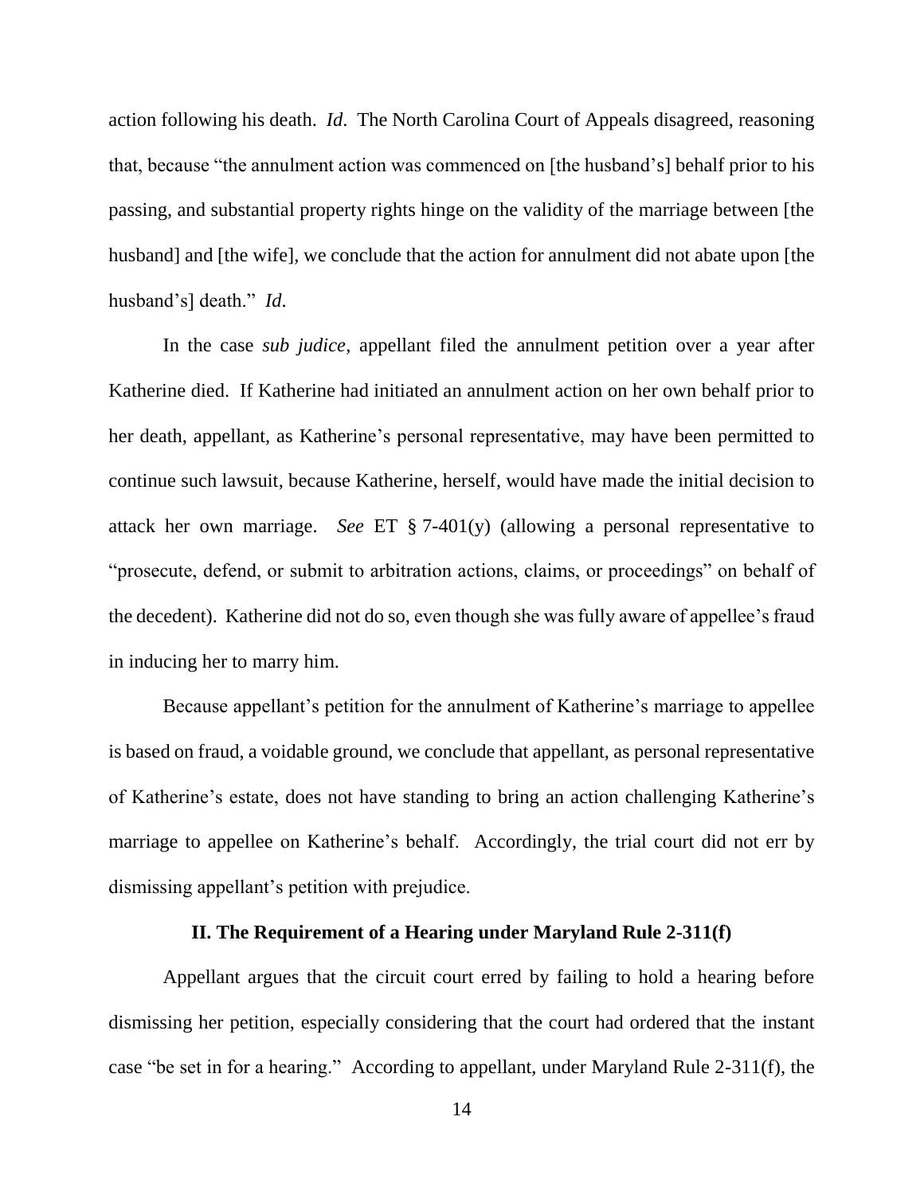action following his death. *Id*. The North Carolina Court of Appeals disagreed, reasoning that, because "the annulment action was commenced on [the husband's] behalf prior to his passing, and substantial property rights hinge on the validity of the marriage between [the husband] and [the wife], we conclude that the action for annulment did not abate upon [the husband's] death." *Id*.

In the case *sub judice*, appellant filed the annulment petition over a year after Katherine died. If Katherine had initiated an annulment action on her own behalf prior to her death, appellant, as Katherine's personal representative, may have been permitted to continue such lawsuit, because Katherine, herself, would have made the initial decision to attack her own marriage. *See* ET § 7-401(y) (allowing a personal representative to "prosecute, defend, or submit to arbitration actions, claims, or proceedings" on behalf of the decedent). Katherine did not do so, even though she was fully aware of appellee's fraud in inducing her to marry him.

Because appellant's petition for the annulment of Katherine's marriage to appellee is based on fraud, a voidable ground, we conclude that appellant, as personal representative of Katherine's estate, does not have standing to bring an action challenging Katherine's marriage to appellee on Katherine's behalf. Accordingly, the trial court did not err by dismissing appellant's petition with prejudice.

## II. The Requirement of a Hearing under Maryland Rule 2-311(f)

Appellant argues that the circuit court erred by failing to hold a hearing before dismissing her petition, especially considering that the court had ordered that the instant case "be set in for a hearing." According to appellant, under Maryland Rule 2-311(f), the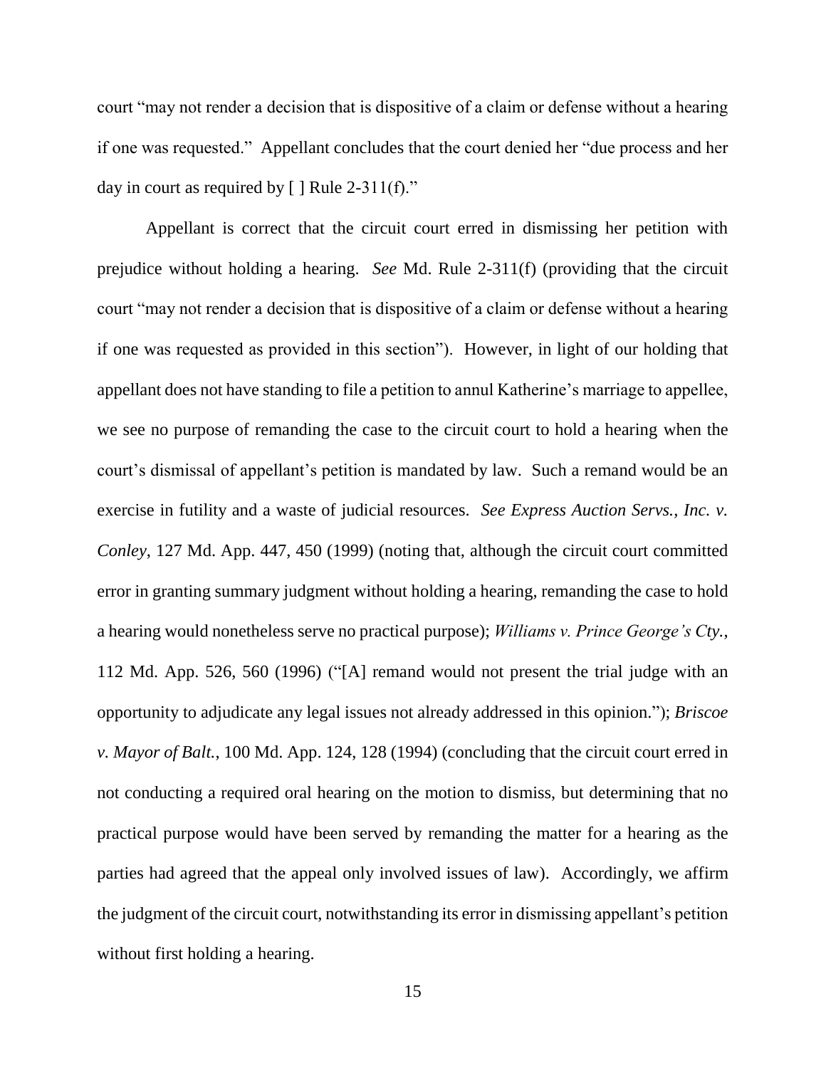court "may not render a decision that is dispositive of a claim or defense without a hearing if one was requested." Appellant concludes that the court denied her "due process and her day in court as required by [ ] Rule 2-311(f)."

Appellant is correct that the circuit court erred in dismissing her petition with prejudice without holding a hearing. *See* Md. Rule 2-311(f) (providing that the circuit court "may not render a decision that is dispositive of a claim or defense without a hearing if one was requested as provided in this section"). However, in light of our holding that appellant does not have standing to file a petition to annul Katherine's marriage to appellee, we see no purpose of remanding the case to the circuit court to hold a hearing when the court's dismissal of appellant's petition is mandated by law. Such a remand would be an exercise in futility and a waste of judicial resources. *See Express Auction Servs., Inc. v. Conley*, 127 Md. App. 447, 450 (1999) (noting that, although the circuit court committed error in granting summary judgment without holding a hearing, remanding the case to hold a hearing would nonetheless serve no practical purpose); *Williams v. Prince George's Cty.*, 112 Md. App. 526, 560 (1996) ("[A] remand would not present the trial judge with an opportunity to adjudicate any legal issues not already addressed in this opinion."); *Briscoe v. Mayor of Balt.*, 100 Md. App. 124, 128 (1994) (concluding that the circuit court erred in not conducting a required oral hearing on the motion to dismiss, but determining that no practical purpose would have been served by remanding the matter for a hearing as the parties had agreed that the appeal only involved issues of law). Accordingly, we affirm the judgment of the circuit court, notwithstanding its error in dismissing appellant's petition without first holding a hearing.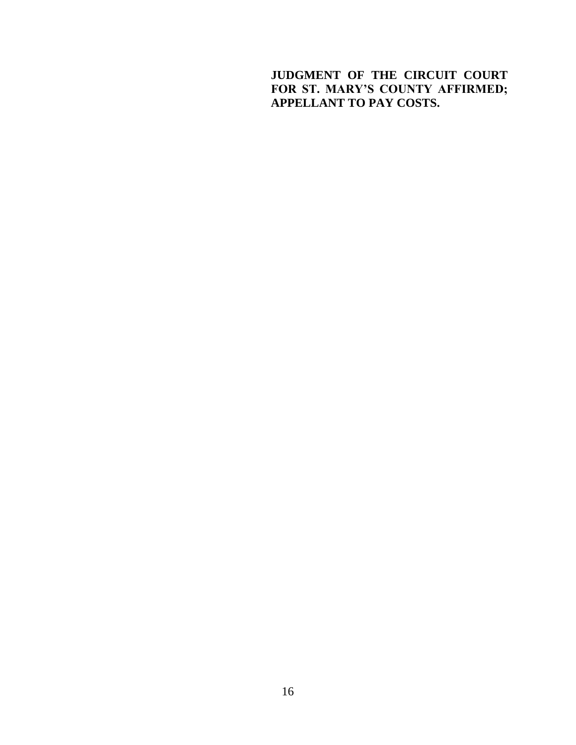**JUDGMENT OF THE CIRCUIT COURT FOR ST. MARY'S COUNTY AFFIRMED; APPELLANT TO PAY COSTS.**